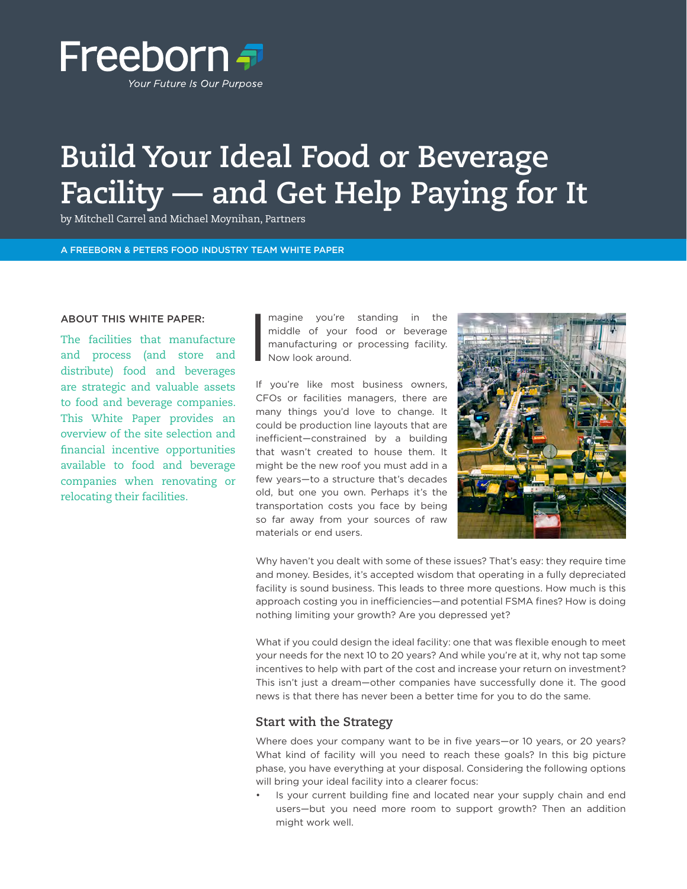Freeborn

*Your Future Is Our Purpose*

# Build Your Ideal Food or Beverage Facility — and Get Help Paying for It

by Mitchell Carrel and Michael Moynihan, Partners

A FREEBORN & PETERS FOOD INDUSTRY TEAM WHITE PAPER

ABOUT THIS WHITE PAPER:

The facilities that manufacture and process (and store and distribute) food and beverages are strategic and valuable assets to food and beverage companies. This White Paper provides an overview of the site selection and financial incentive opportunities available to food and beverage companies when renovating or relocating their facilities.

Imagine you're standing in the middle of your food or beverage manufacturing or processing facility. Now look around.

If you're like most business owners, CFOs or facilities managers, there are many things you'd love to change. It could be production line layouts that are inefficient—constrained by a building that wasn't created to house them. It might be the new roof you must add in a few years—to a structure that's decades old, but one you own. Perhaps it's the transportation costs you face by being so far away from your sources of raw materials or end users.

Why haven't you dealt with some of these issues? That's easy: they require time and money. Besides, it's accepted wisdom that operating in a fully depreciated facility is sound business. This leads to three more questions. How much is this approach costing you in inefficiencies—and potential FSMA fines? How is doing nothing limiting your growth? Are you depressed yet?

What if you could design the ideal facility: one that was flexible enough to meet your needs for the next 10 to 20 years? And while you're at it, why not tap some incentives to help with part of the cost and increase your return on investment? This isn't just a dream—other companies have successfully done it. The good news is that there has never been a better time for you to do the same.

## Start with the Strategy

Where does your company want to be in five years—or 10 years, or 20 years? What kind of facility will you need to reach these goals? In this big picture phase, you have everything at your disposal. Considering the following options will bring your ideal facility into a clearer focus:

- Is your current building fine and located near your supply chain and end users—but you need more room to support growth? Then an addition might work well.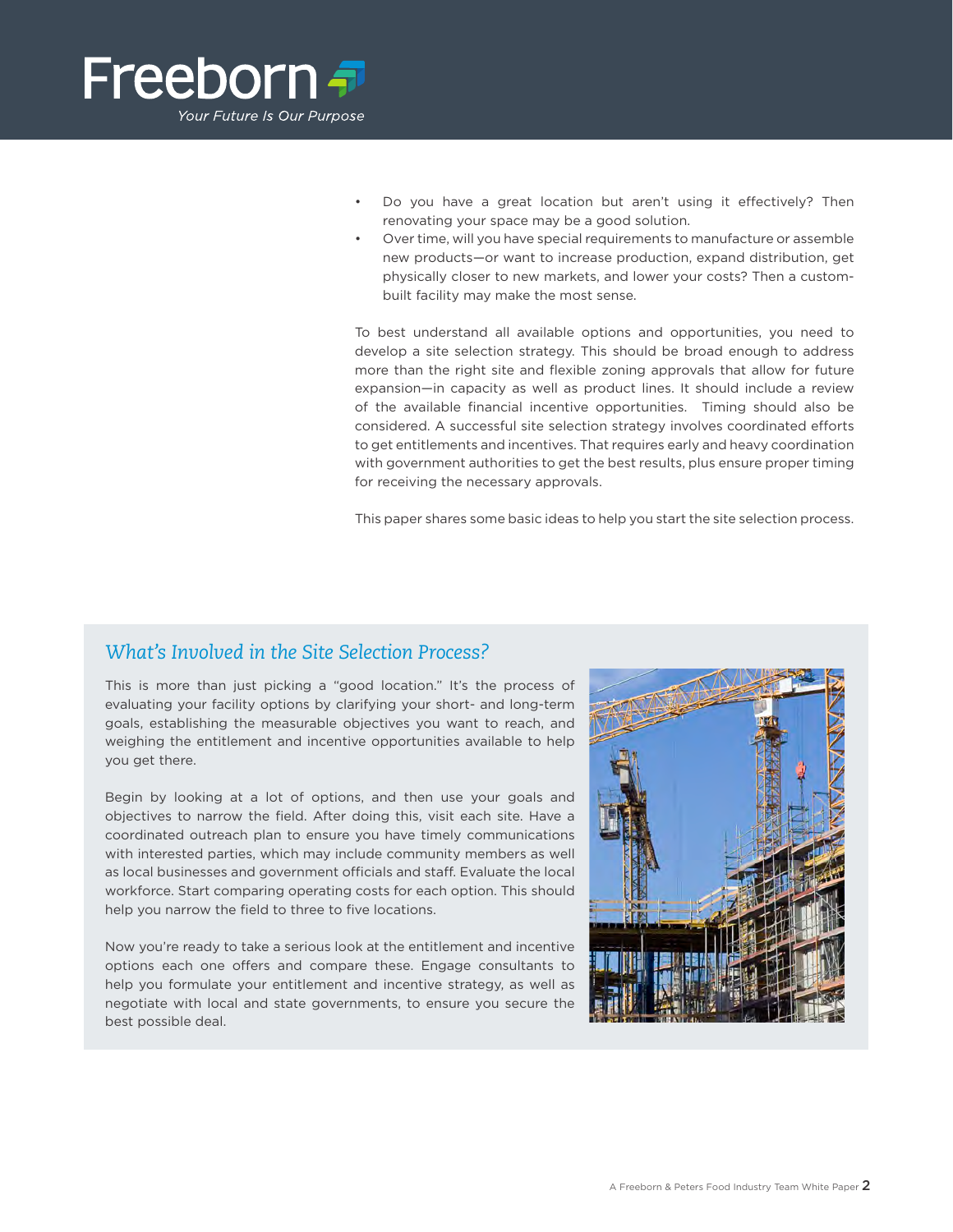- Do you have a great location but aren't using it effectively? Then renovating your space may be a good solution.
- Over time, will you have special requirements to manufacture or assemble new products—or want to increase production, expand distribution, get physically closer to new markets, and lower your costs? Then a custom-built facility may make the most sense.

To best understand all available options and opportunities, you need to develop a site selection strategy. This should be broad enough to address more than the right site and flexible zoning approvals that allow for future expansion—in capacity as well as product lines. It should include a review of the available financial incentive opportunities. Timing should also be considered. A successful site selection strategy involves coordinated efforts to get entitlements and incentives. That requires early and heavy coordination with government authorities to get the best results, plus ensure proper timing for receiving the necessary approvals.

This paper shares some basic ideas to help you start the site selection process.

## *What's Involved in the Site Selection Process?*

This is more than just picking a "good location." It's the process of evaluating your facility options by clarifying your short- and long-term goals, establishing the measurable objectives you want to reach, and weighing the entitlement and incentive opportunities available to help you get there.

Begin by looking at a lot of options, and then use your goals and objectives to narrow the field. After doing this, visit each site. Have a coordinated outreach plan to ensure you have timely communications with interested parties, which may include community members as well as local businesses and government officials and staff. Evaluate the local workforce. Start comparing operating costs for each option. This should help you narrow the field to three to five locations.

Now you're ready to take a serious look at the entitlement and incentive options each one offers and compare these. Engage consultants to help you formulate your entitlement and incentive strategy, as well as negotiate with local and state governments, to ensure you secure the best possible deal.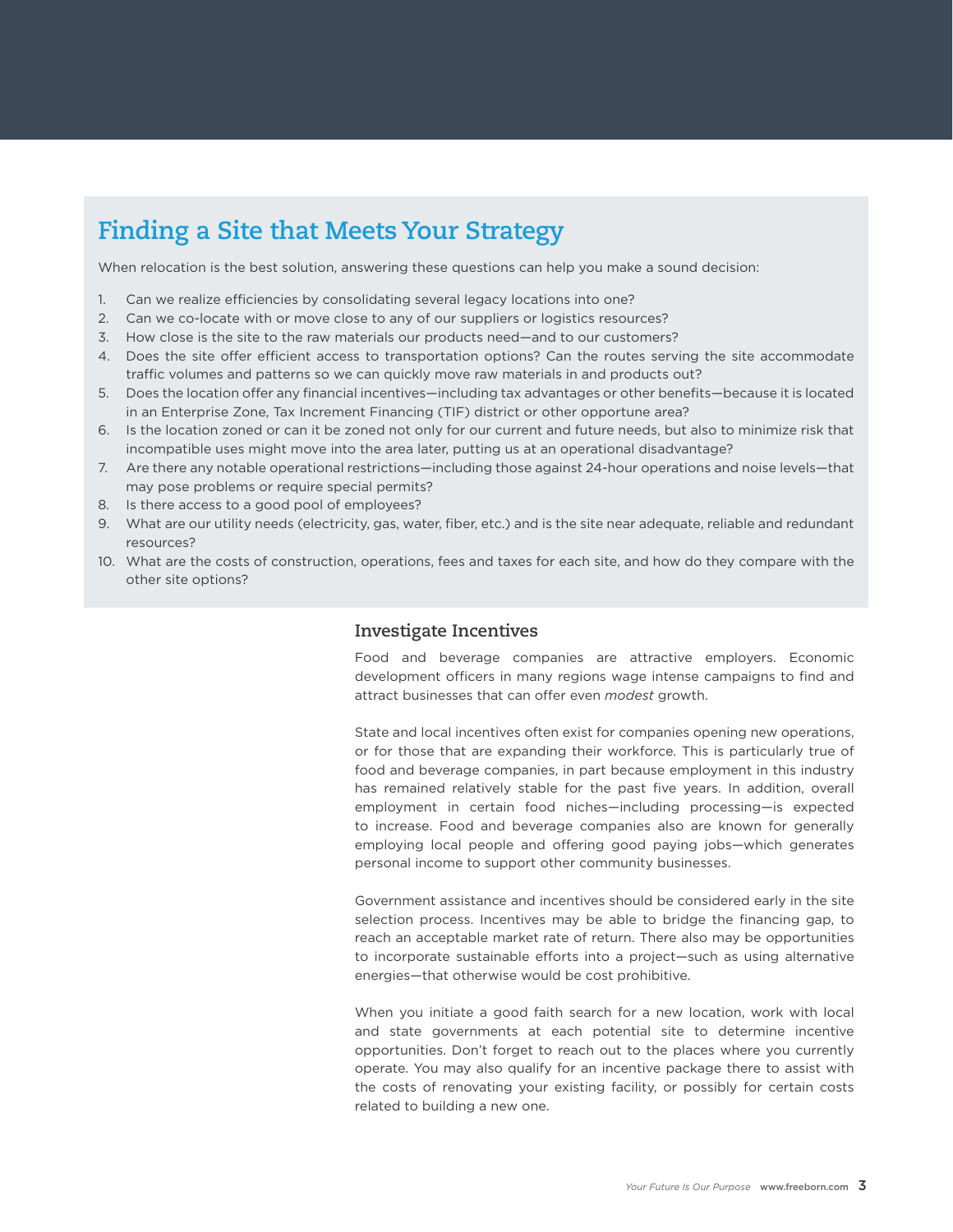## Finding a Site that Meets Your Strategy

When relocation is the best solution, answering these questions can help you make a sound decision:

1. Can we realize efficiencies by consolidating several legacy locations into one?
2. Can we co-locate with or move close to any of our suppliers or logistics resources?
3. How close is the site to the raw materials our products need—and to our customers?
4. Does the site offer efficient access to transportation options? Can the routes serving the site accommodate traffic volumes and patterns so we can quickly move raw materials in and products out?
5. Does the location offer any financial incentives—including tax advantages or other benefits—because it is located in an Enterprise Zone, Tax Increment Financing (TIF) district or other opportune area?
6. Is the location zoned or can it be zoned not only for our current and future needs, but also to minimize risk that incompatible uses might move into the area later, putting us at an operational disadvantage?
7. Are there any notable operational restrictions—including those against 24-hour operations and noise levels—that may pose problems or require special permits?
8. Is there access to a good pool of employees?
9. What are our utility needs (electricity, gas, water, fiber, etc.) and is the site near adequate, reliable and redundant resources?
10. What are the costs of construction, operations, fees and taxes for each site, and how do they compare with the other site options?

### Investigate Incentives

Food and beverage companies are attractive employers. Economic development officers in many regions wage intense campaigns to find and attract businesses that can offer even *modest* growth.

State and local incentives often exist for companies opening new operations, or for those that are expanding their workforce. This is particularly true of food and beverage companies, in part because employment in this industry has remained relatively stable for the past five years. In addition, overall employment in certain food niches—including processing—is expected to increase. Food and beverage companies also are known for generally employing local people and offering good paying jobs—which generates personal income to support other community businesses.

Government assistance and incentives should be considered early in the site selection process. Incentives may be able to bridge the financing gap, to reach an acceptable market rate of return. There also may be opportunities to incorporate sustainable efforts into a project—such as using alternative energies—that otherwise would be cost prohibitive.

When you initiate a good faith search for a new location, work with local and state governments at each potential site to determine incentive opportunities. Don't forget to reach out to the places where you currently operate. You may also qualify for an incentive package there to assist with the costs of renovating your existing facility, or possibly for certain costs related to building a new one.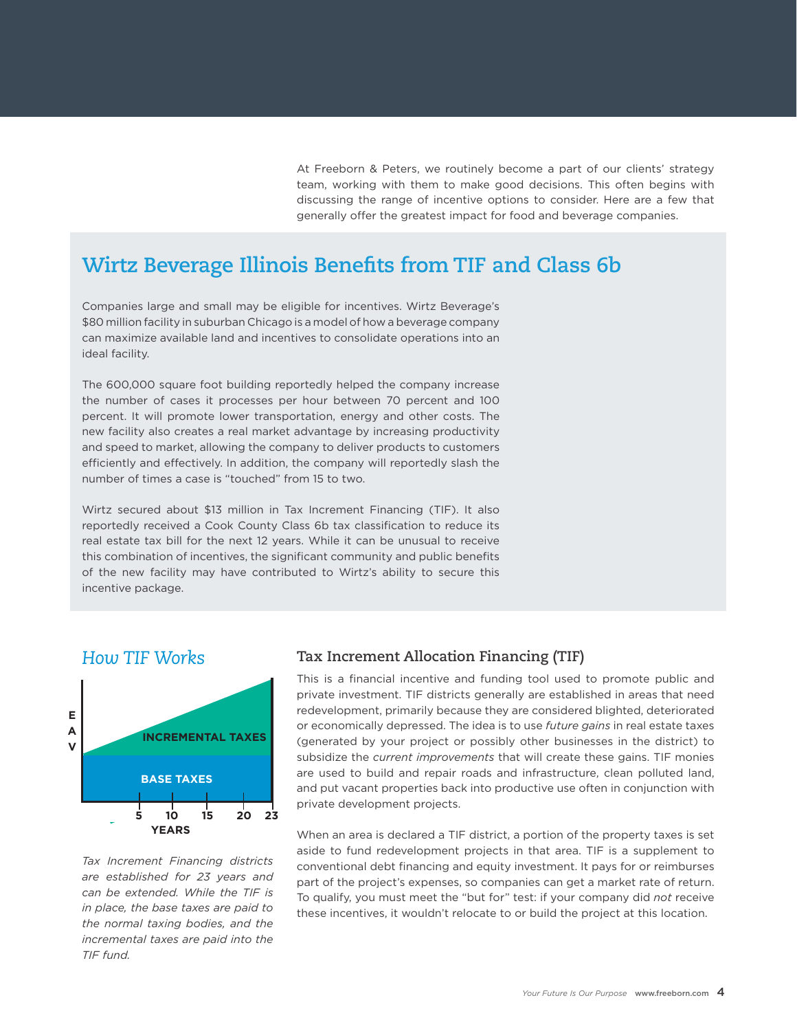At Freeborn & Peters, we routinely become a part of our clients' strategy team, working with them to make good decisions. This often begins with discussing the range of incentive options to consider. Here are a few that generally offer the greatest impact for food and beverage companies.

## Wirtz Beverage Illinois Benefits from TIF and Class 6b

Companies large and small may be eligible for incentives. Wirtz Beverage's $80 million facility in suburban Chicago is a model of how a beverage company can maximize available land and incentives to consolidate operations into an ideal facility.

The 600,000 square foot building reportedly helped the company increase the number of cases it processes per hour between 70 percent and 100 percent. It will promote lower transportation, energy and other costs. The new facility also creates a real market advantage by increasing productivity and speed to market, allowing the company to deliver products to customers efficiently and effectively. In addition, the company will reportedly slash the number of times a case is "touched" from 15 to two.

Wirtz secured about $13 million in Tax Increment Financing (TIF). It also reportedly received a Cook County Class 6b tax classification to reduce its real estate tax bill for the next 12 years. While it can be unusual to receive this combination of incentives, the significant community and public benefits of the new facility may have contributed to Wirtz's ability to secure this incentive package.

### *How TIF Works*

EAV

INCREMENTAL TAXES

BASE TAXES

5 10 15 20 23

YEARS

*Tax Increment Financing districts are established for 23 years and can be extended. While the TIF is in place, the base taxes are paid to the normal taxing bodies, and the incremental taxes are paid into the TIF fund.*

### Tax Increment Allocation Financing (TIF)

This is a financial incentive and funding tool used to promote public and private investment. TIF districts generally are established in areas that need redevelopment, primarily because they are considered blighted, deteriorated or economically depressed. The idea is to use *future gains* in real estate taxes (generated by your project or possibly other businesses in the district) to subsidize the *current improvements* that will create these gains. TIF monies are used to build and repair roads and infrastructure, clean polluted land, and put vacant properties back into productive use often in conjunction with private development projects.

When an area is declared a TIF district, a portion of the property taxes is set aside to fund redevelopment projects in that area. TIF is a supplement to conventional debt financing and equity investment. It pays for or reimburses part of the project's expenses, so companies can get a market rate of return. To qualify, you must meet the "but for" test: if your company did *not* receive these incentives, it wouldn't relocate to or build the project at this location.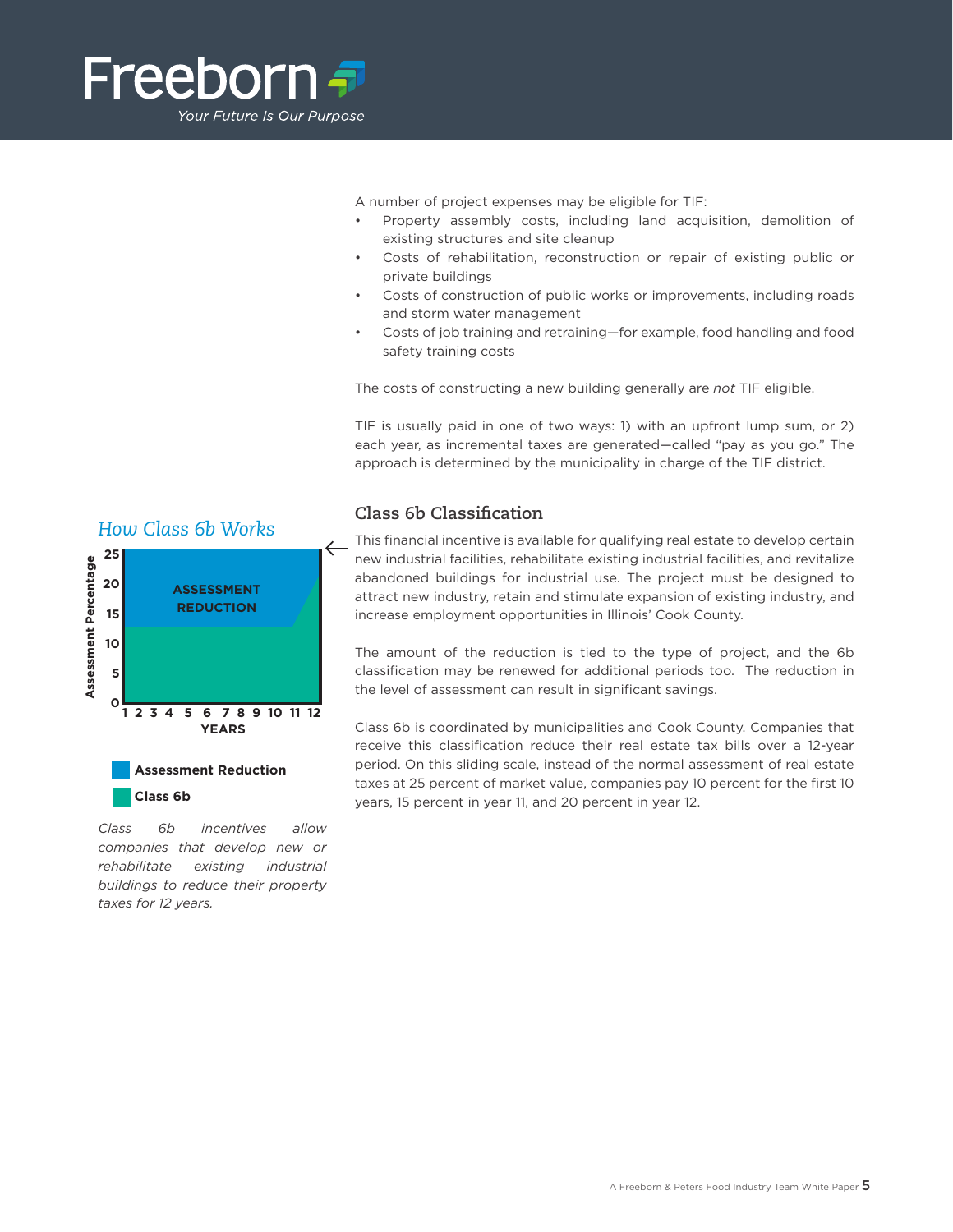A number of project expenses may be eligible for TIF:

- Property assembly costs, including land acquisition, demolition of existing structures and site cleanup
- Costs of rehabilitation, reconstruction or repair of existing public or private buildings
- Costs of construction of public works or improvements, including roads and storm water management
- Costs of job training and retraining—for example, food handling and food safety training costs

The costs of constructing a new building generally are *not* TIF eligible.

TIF is usually paid in one of two ways: 1) with an upfront lump sum, or 2) each year, as incremental taxes are generated—called "pay as you go." The approach is determined by the municipality in charge of the TIF district.

## Class 6b Classification

This financial incentive is available for qualifying real estate to develop certain new industrial facilities, rehabilitate existing industrial facilities, and revitalize abandoned buildings for industrial use. The project must be designed to attract new industry, retain and stimulate expansion of existing industry, and increase employment opportunities in Illinois' Cook County.

The amount of the reduction is tied to the type of project, and the 6b classification may be renewed for additional periods too. The reduction in the level of assessment can result in significant savings.

Class 6b is coordinated by municipalities and Cook County. Companies that receive this classification reduce their real estate tax bills over a 12-year period. On this sliding scale, instead of the normal assessment of real estate taxes at 25 percent of market value, companies pay 10 percent for the first 10 years, 15 percent in year 11, and 20 percent in year 12.

### *How Class 6b Works*

*Class 6b incentives allow companies that develop new or rehabilitate existing industrial buildings to reduce their property taxes for 12 years.*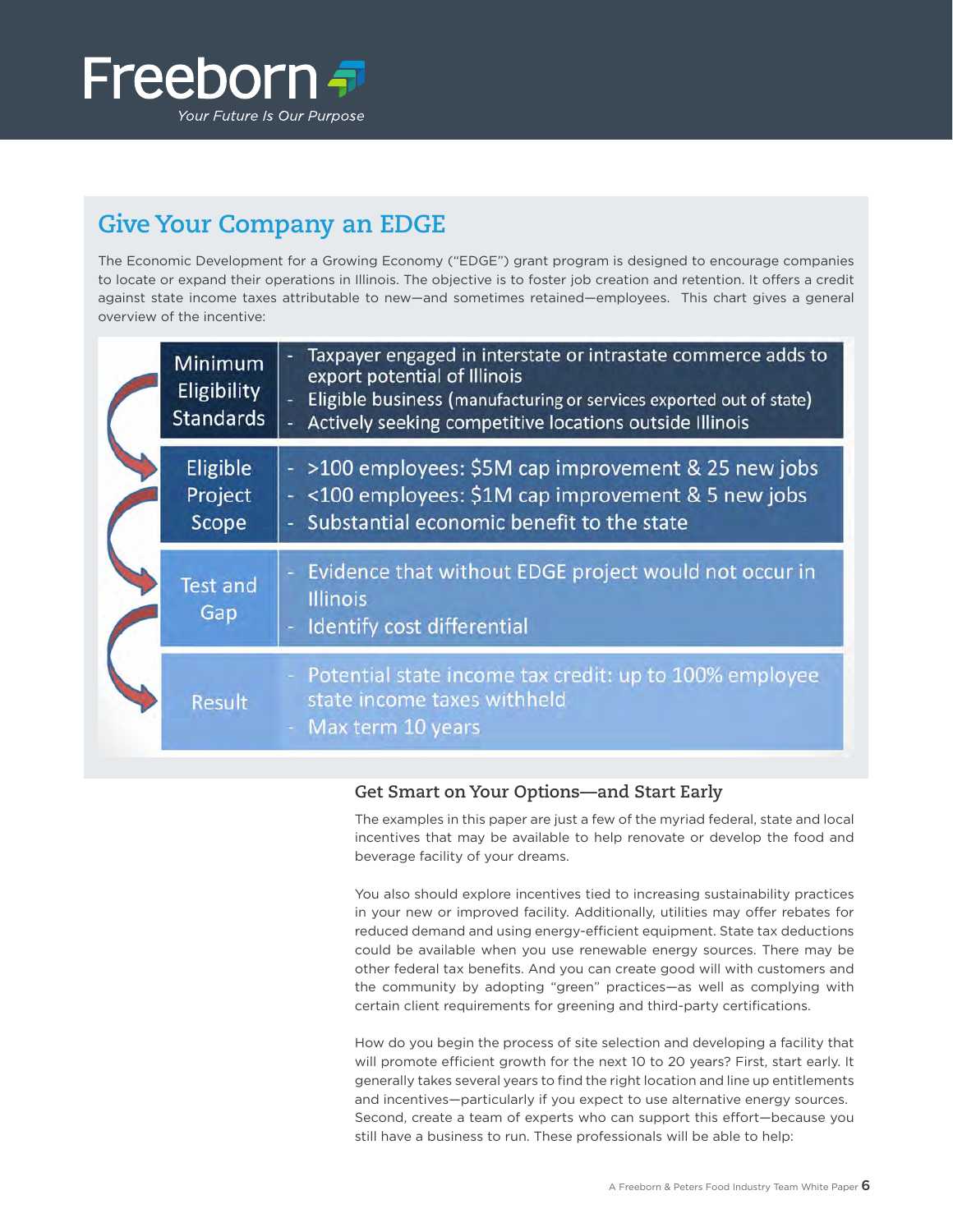## Give Your Company an EDGE

The Economic Development for a Growing Economy ("EDGE") grant program is designed to encourage companies to locate or expand their operations in Illinois. The objective is to foster job creation and retention. It offers a credit against state income taxes attributable to new—and sometimes retained—employees. This chart gives a general overview of the incentive:

| | |
|---|---|
| Minimum Eligibility Standards | - Taxpayer engaged in interstate or intrastate commerce adds to export potential of Illinois<br>- Eligible business (manufacturing or services exported out of state)<br>- Actively seeking competitive locations outside Illinois |
| Eligible Project Scope | - >100 employees: $5M cap improvement & 25 new jobs<br>- <100 employees: $1M cap improvement & 5 new jobs<br>- Substantial economic benefit to the state |
| Test and Gap | - Evidence that without EDGE project would not occur in Illinois<br>- Identify cost differential |
| Result | - Potential state income tax credit: up to 100% employee state income taxes withheld<br>- Max term 10 years |

### Get Smart on Your Options—and Start Early

The examples in this paper are just a few of the myriad federal, state and local incentives that may be available to help renovate or develop the food and beverage facility of your dreams.

You also should explore incentives tied to increasing sustainability practices in your new or improved facility. Additionally, utilities may offer rebates for reduced demand and using energy-efficient equipment. State tax deductions could be available when you use renewable energy sources. There may be other federal tax benefits. And you can create good will with customers and the community by adopting "green" practices—as well as complying with certain client requirements for greening and third-party certifications.

How do you begin the process of site selection and developing a facility that will promote efficient growth for the next 10 to 20 years? First, start early. It generally takes several years to find the right location and line up entitlements and incentives—particularly if you expect to use alternative energy sources. Second, create a team of experts who can support this effort—because you still have a business to run. These professionals will be able to help: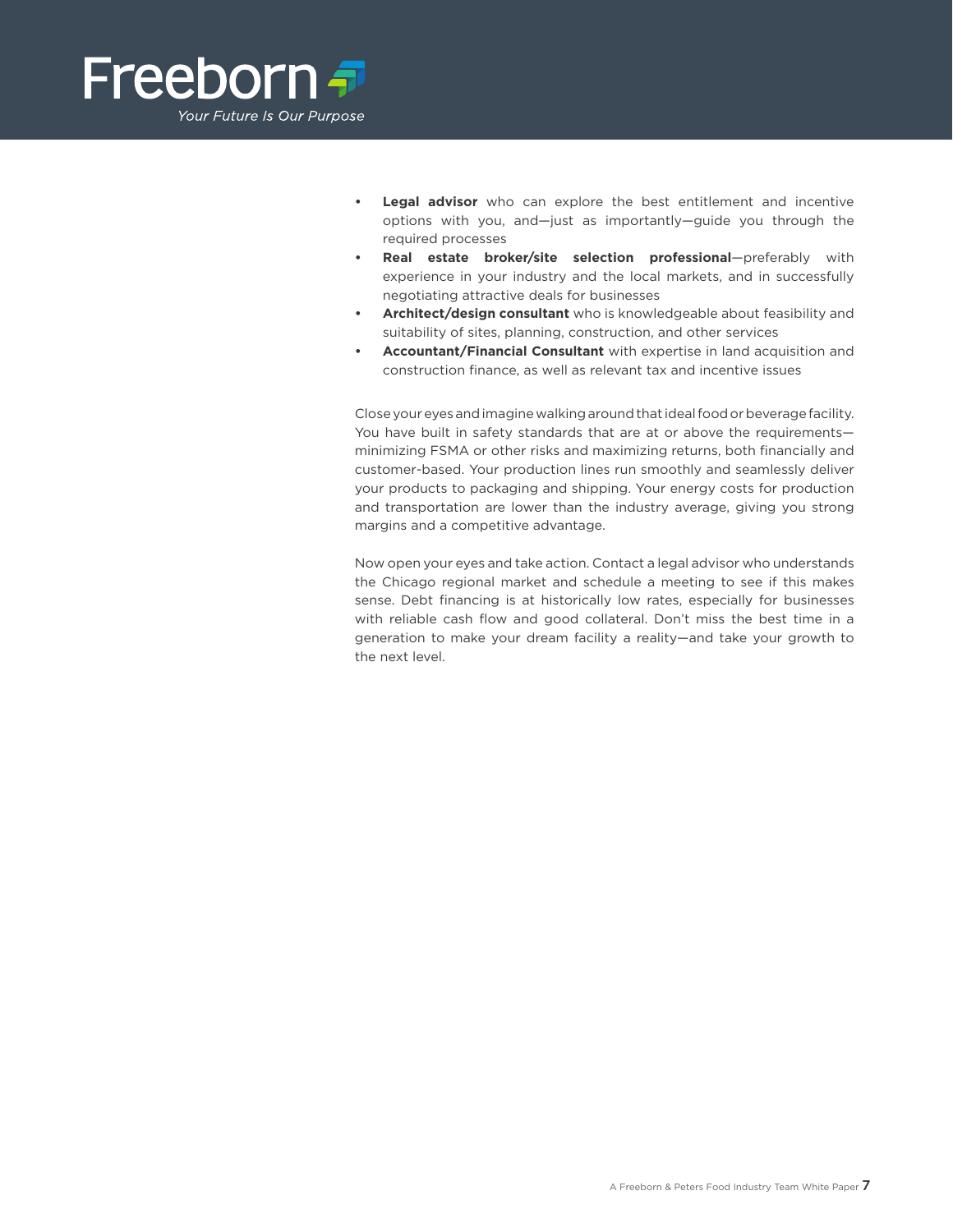- **Legal advisor** who can explore the best entitlement and incentive options with you, and—just as importantly—guide you through the required processes
- **Real estate broker/site selection professional**—preferably with experience in your industry and the local markets, and in successfully negotiating attractive deals for businesses
- **Architect/design consultant** who is knowledgeable about feasibility and suitability of sites, planning, construction, and other services
- **Accountant/Financial Consultant** with expertise in land acquisition and construction finance, as well as relevant tax and incentive issues

Close your eyes and imagine walking around that ideal food or beverage facility. You have built in safety standards that are at or above the requirements—minimizing FSMA or other risks and maximizing returns, both financially and customer-based. Your production lines run smoothly and seamlessly deliver your products to packaging and shipping. Your energy costs for production and transportation are lower than the industry average, giving you strong margins and a competitive advantage.

Now open your eyes and take action. Contact a legal advisor who understands the Chicago regional market and schedule a meeting to see if this makes sense. Debt financing is at historically low rates, especially for businesses with reliable cash flow and good collateral. Don't miss the best time in a generation to make your dream facility a reality—and take your growth to the next level.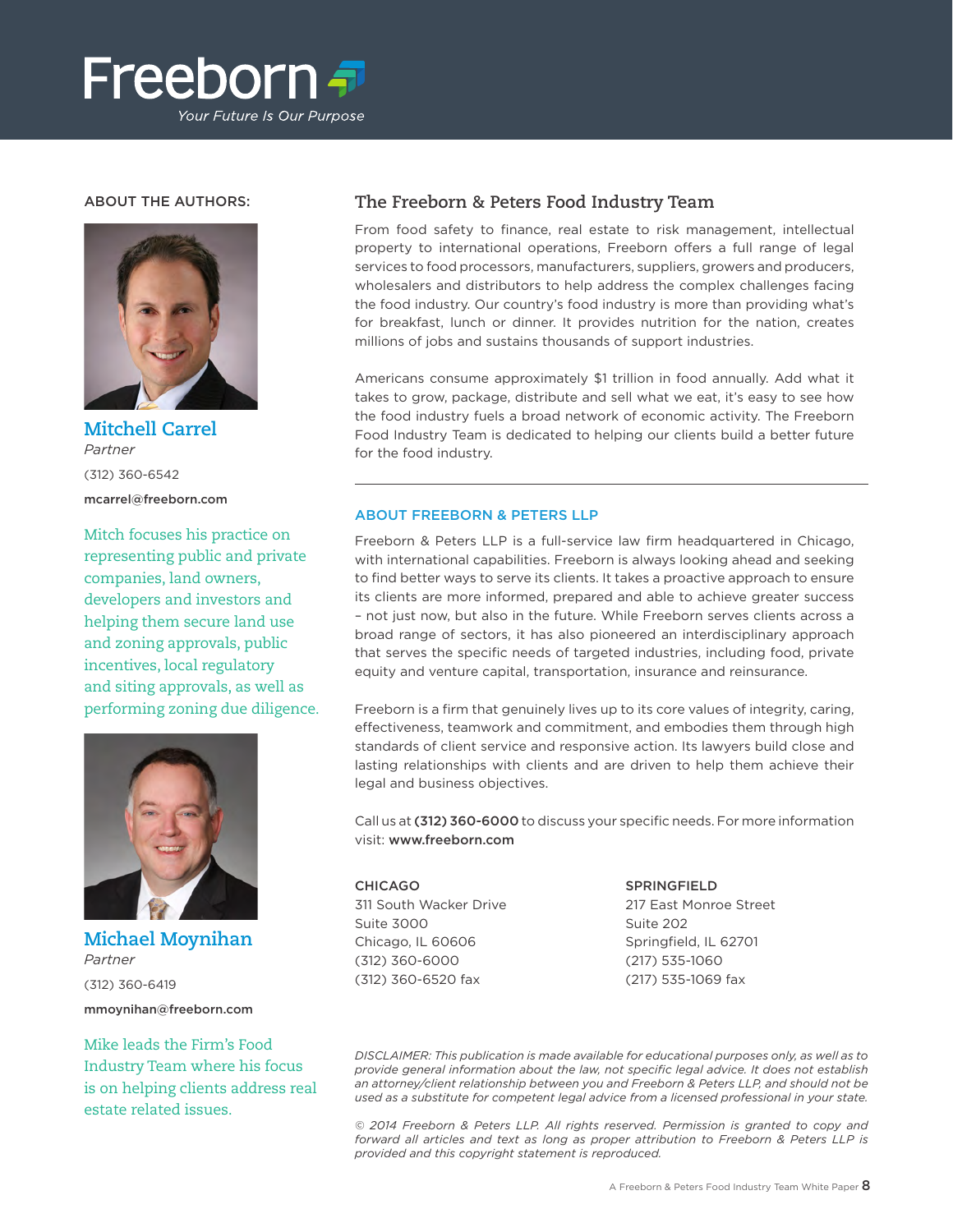Freeborn

*Your Future Is Our Purpose*

ABOUT THE AUTHORS:

## Mitchell Carrel

*Partner*

(312) 360-6542

mcarrel@freeborn.com

Mitch focuses his practice on representing public and private companies, land owners, developers and investors and helping them secure land use and zoning approvals, public incentives, local regulatory and siting approvals, as well as performing zoning due diligence.

## Michael Moynihan

*Partner*

(312) 360-6419

mmoynihan@freeborn.com

Mike leads the Firm's Food Industry Team where his focus is on helping clients address real estate related issues.

## The Freeborn & Peters Food Industry Team

From food safety to finance, real estate to risk management, intellectual property to international operations, Freeborn offers a full range of legal services to food processors, manufacturers, suppliers, growers and producers, wholesalers and distributors to help address the complex challenges facing the food industry. Our country's food industry is more than providing what's for breakfast, lunch or dinner. It provides nutrition for the nation, creates millions of jobs and sustains thousands of support industries.

Americans consume approximately $1 trillion in food annually. Add what it takes to grow, package, distribute and sell what we eat, it's easy to see how the food industry fuels a broad network of economic activity. The Freeborn Food Industry Team is dedicated to helping our clients build a better future for the food industry.

---

### ABOUT FREEBORN & PETERS LLP

Freeborn & Peters LLP is a full-service law firm headquartered in Chicago, with international capabilities. Freeborn is always looking ahead and seeking to find better ways to serve its clients. It takes a proactive approach to ensure its clients are more informed, prepared and able to achieve greater success – not just now, but also in the future. While Freeborn serves clients across a broad range of sectors, it has also pioneered an interdisciplinary approach that serves the specific needs of targeted industries, including food, private equity and venture capital, transportation, insurance and reinsurance.

Freeborn is a firm that genuinely lives up to its core values of integrity, caring, effectiveness, teamwork and commitment, and embodies them through high standards of client service and responsive action. Its lawyers build close and lasting relationships with clients and are driven to help them achieve their legal and business objectives.

Call us at **(312) 360-6000** to discuss your specific needs. For more information visit: **www.freeborn.com**

CHICAGO
311 South Wacker Drive
Suite 3000
Chicago, IL 60606
(312) 360-6000
(312) 360-6520 fax

SPRINGFIELD
217 East Monroe Street
Suite 202
Springfield, IL 62701
(217) 535-1060
(217) 535-1069 fax

*DISCLAIMER: This publication is made available for educational purposes only, as well as to provide general information about the law, not specific legal advice. It does not establish an attorney/client relationship between you and Freeborn & Peters LLP, and should not be used as a substitute for competent legal advice from a licensed professional in your state.*

*© 2014 Freeborn & Peters LLP. All rights reserved. Permission is granted to copy and forward all articles and text as long as proper attribution to Freeborn & Peters LLP is provided and this copyright statement is reproduced.*